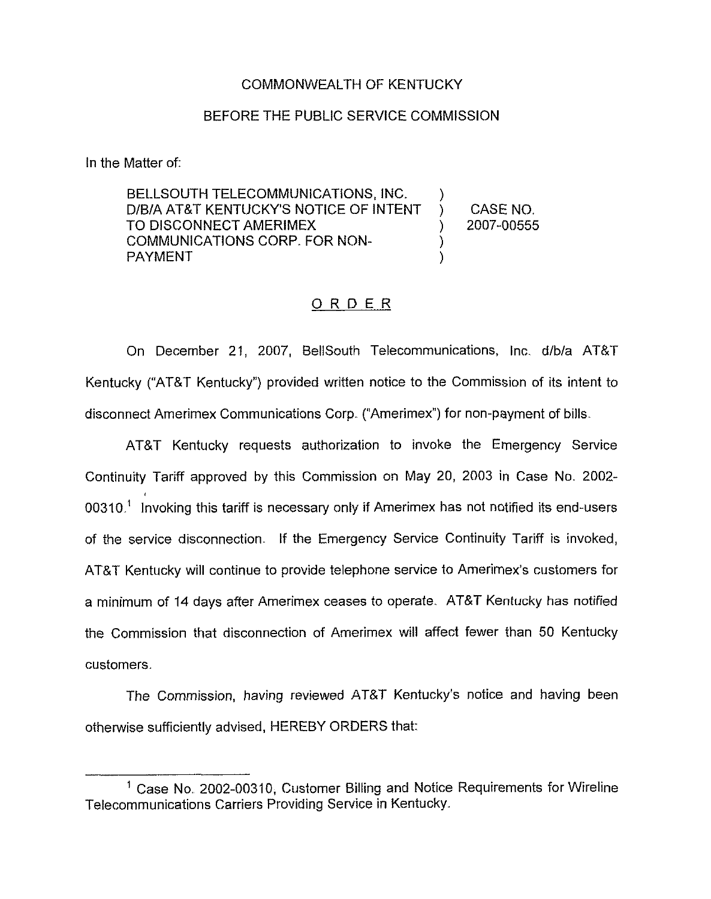COMMONWEALTH OF KENTUCKY

BEFORE THE PUBLIC SERVICE COMMISSION

In the Matter of:

| | | |
|---|---|---|
| BELLSOUTH TELECOMMUNICATIONS, INC. D/B/A AT&T KENTUCKY'S NOTICE OF INTENT TO DISCONNECT AMERIMEX COMMUNICATIONS CORP. FOR NON-PAYMENT | ) | CASE NO. 2007-00555 |

## ORDER

On December 21, 2007, BellSouth Telecommunications, Inc. d/b/a AT&T Kentucky ("AT&T Kentucky") provided written notice to the Commission of its intent to disconnect Amerimex Communications Corp. ("Amerimex") for non-payment of bills.

AT&T Kentucky requests authorization to invoke the Emergency Service Continuity Tariff approved by this Commission on May 20, 2003 in Case No. 2002-00310.[1] Invoking this tariff is necessary only if Amerimex has not notified its end-users of the service disconnection. If the Emergency Service Continuity Tariff is invoked, AT&T Kentucky will continue to provide telephone service to Amerimex's customers for a minimum of 14 days after Amerimex ceases to operate. AT&T Kentucky has notified the Commission that disconnection of Amerimex will affect fewer than 50 Kentucky customers.

The Commission, having reviewed AT&T Kentucky's notice and having been otherwise sufficiently advised, HEREBY ORDERS that:

---

[1] Case No. 2002-00310, Customer Billing and Notice Requirements for Wireline Telecommunications Carriers Providing Service in Kentucky.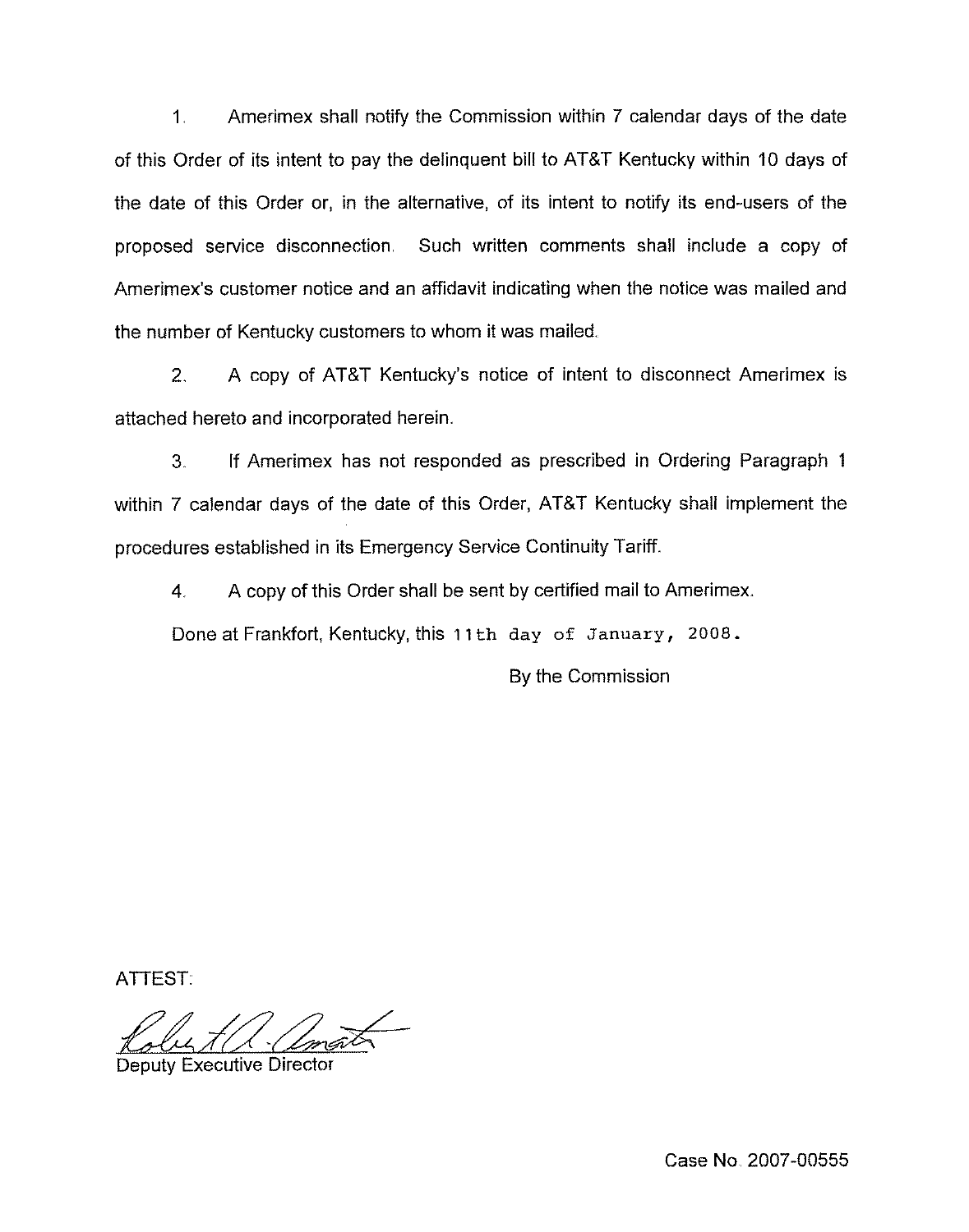1. Amerimex shall notify the Commission within 7 calendar days of the date of this Order of its intent to pay the delinquent bill to AT&T Kentucky within 10 days of the date of this Order or, in the alternative, of its intent to notify its end-users of the proposed service disconnection. Such written comments shall include a copy of Amerimex's customer notice and an affidavit indicating when the notice was mailed and the number of Kentucky customers to whom it was mailed.

2. A copy of AT&T Kentucky's notice of intent to disconnect Amerimex is attached hereto and incorporated herein.

3. If Amerimex has not responded as prescribed in Ordering Paragraph 1 within 7 calendar days of the date of this Order, AT&T Kentucky shall implement the procedures established in its Emergency Service Continuity Tariff.

4. A copy of this Order shall be sent by certified mail to Amerimex.

Done at Frankfort, Kentucky, this 11th day of January, 2008.

By the Commission

ATTEST:

Deputy Executive Director

Case No. 2007-00555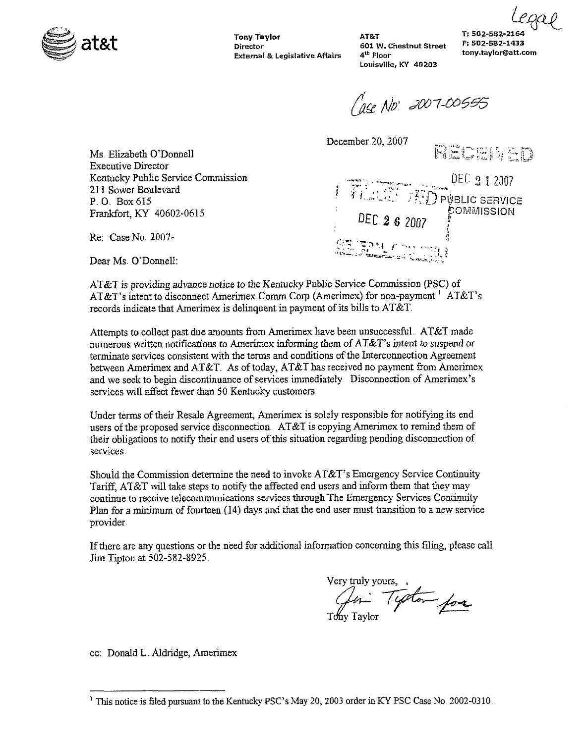Legal

at&t

**Tony Taylor**
Director
External & Legislative Affairs

AT&T
601 W. Chestnut Street
4th Floor
Louisville, KY 40203

T: 502-582-2164
F: 502-582-1433
tony.taylor@att.com

Case No: 2007-00555

December 20, 2007

RECEIVED

DEC 21 2007

PUBLIC SERVICE COMMISSION

DEC 26 2007

Ms. Elizabeth O'Donnell
Executive Director
Kentucky Public Service Commission
211 Sower Boulevard
P. O. Box 615
Frankfort, KY 40602-0615

Re: Case No. 2007-

Dear Ms. O'Donnell:

AT&T is providing advance notice to the Kentucky Public Service Commission (PSC) of AT&T's intent to disconnect Amerimex Comm Corp (Amerimex) for non-payment.[1] AT&T's records indicate that Amerimex is delinquent in payment of its bills to AT&T.

Attempts to collect past due amounts from Amerimex have been unsuccessful. AT&T made numerous written notifications to Amerimex informing them of AT&T's intent to suspend or terminate services consistent with the terms and conditions of the Interconnection Agreement between Amerimex and AT&T. As of today, AT&T has received no payment from Amerimex and we seek to begin discontinuance of services immediately. Disconnection of Amerimex's services will affect fewer than 50 Kentucky customers.

Under terms of their Resale Agreement, Amerimex is solely responsible for notifying its end users of the proposed service disconnection. AT&T is copying Amerimex to remind them of their obligations to notify their end users of this situation regarding pending disconnection of services.

Should the Commission determine the need to invoke AT&T's Emergency Service Continuity Tariff, AT&T will take steps to notify the affected end users and inform them that they may continue to receive telecommunications services through The Emergency Services Continuity Plan for a minimum of fourteen (14) days and that the end user must transition to a new service provider.

If there are any questions or the need for additional information concerning this filing, please call Jim Tipton at 502-582-8925.

Very truly yours,

Jim Tipton for
Tony Taylor

cc: Donald L. Aldridge, Amerimex

[1] This notice is filed pursuant to the Kentucky PSC's May 20, 2003 order in KY PSC Case No. 2002-0310.